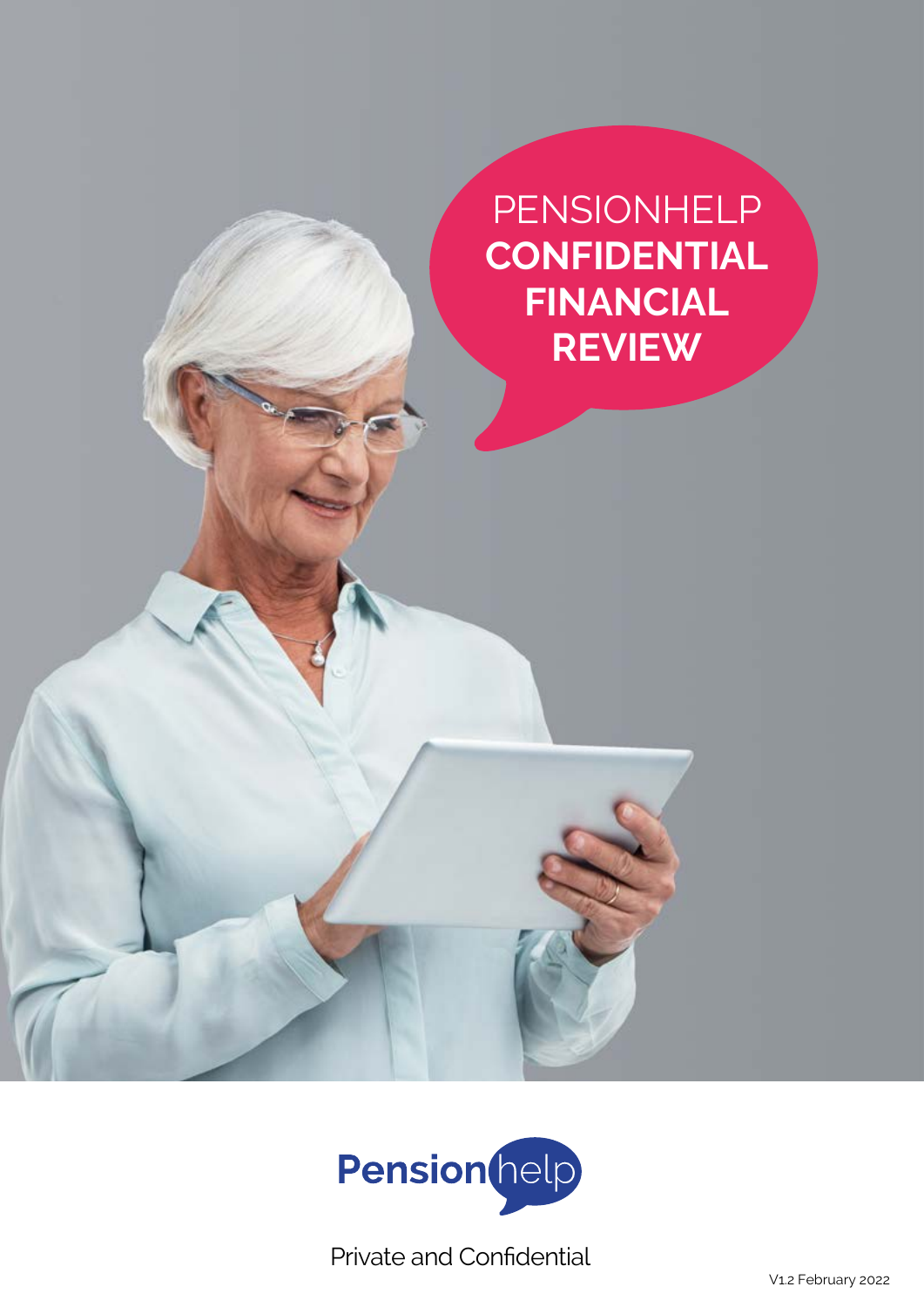# PENSIONHELP CONFIDENTIAL FINANCIAL REVIEW

Pensionhelp

Private and Confidential

V1.2 February 2022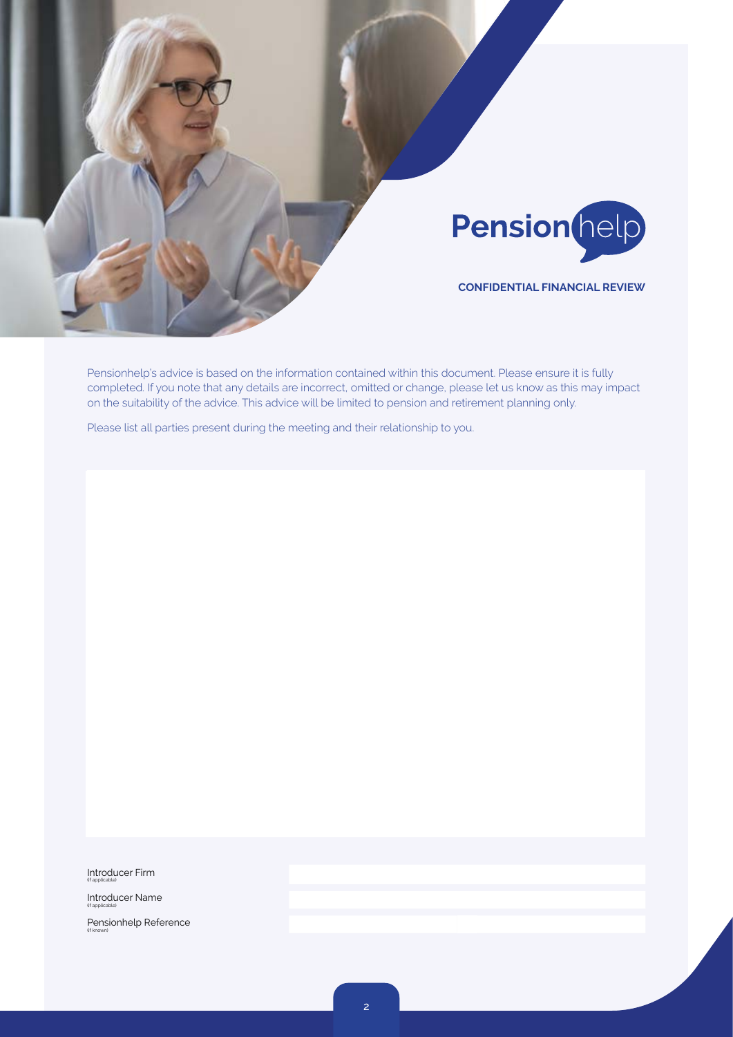Pensionhelp

**CONFIDENTIAL FINANCIAL REVIEW**

Pensionhelp's advice is based on the information contained within this document. Please ensure it is fully completed. If you note that any details are incorrect, omitted or change, please let us know as this may impact on the suitability of the advice. This advice will be limited to pension and retirement planning only.

Please list all parties present during the meeting and their relationship to you.

| | |
|---|---|
| Introducer Firm (if applicable) | |
| Introducer Name (if applicable) | |
| Pensionhelp Reference (if known) | |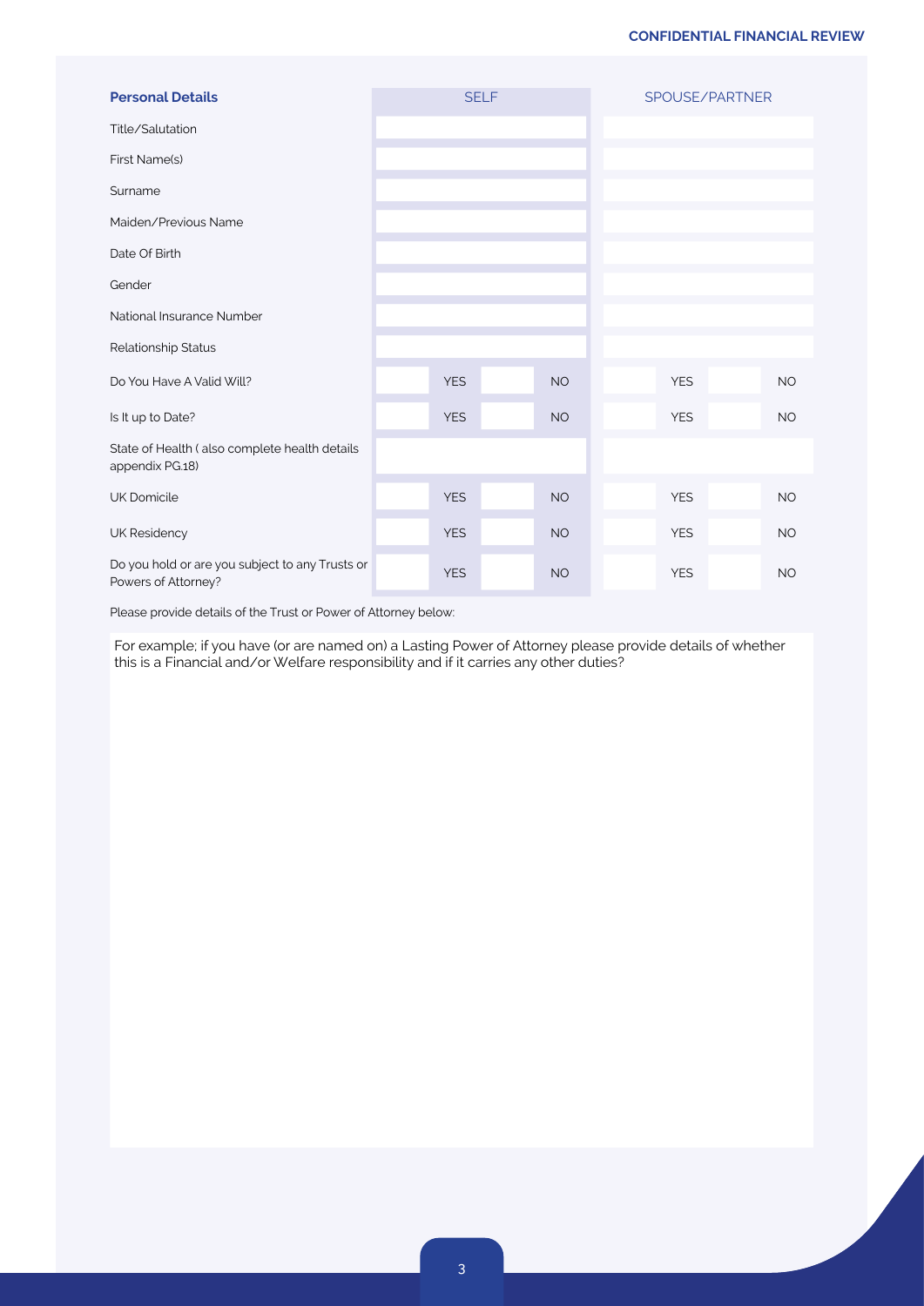| Personal Details | SELF | | | | SPOUSE/PARTNER | | | |
|---|---|---|---|---|---|---|---|---|
| Title/Salutation | | | | | | | | |
| First Name(s) | | | | | | | | |
| Surname | | | | | | | | |
| Maiden/Previous Name | | | | | | | | |
| Date Of Birth | | | | | | | | |
| Gender | | | | | | | | |
| National Insurance Number | | | | | | | | |
| Relationship Status | | | | | | | | |
| Do You Have A Valid Will? | | YES | | NO | | YES | | NO |
| Is It up to Date? | | YES | | NO | | YES | | NO |
| State of Health ( also complete health details appendix PG.18) | | | | | | | | |
| UK Domicile | | YES | | NO | | YES | | NO |
| UK Residency | | YES | | NO | | YES | | NO |
| Do you hold or are you subject to any Trusts or Powers of Attorney? | | YES | | NO | | YES | | NO |

Please provide details of the Trust or Power of Attorney below:

For example; if you have (or are named on) a Lasting Power of Attorney please provide details of whether this is a Financial and/or Welfare responsibility and if it carries any other duties?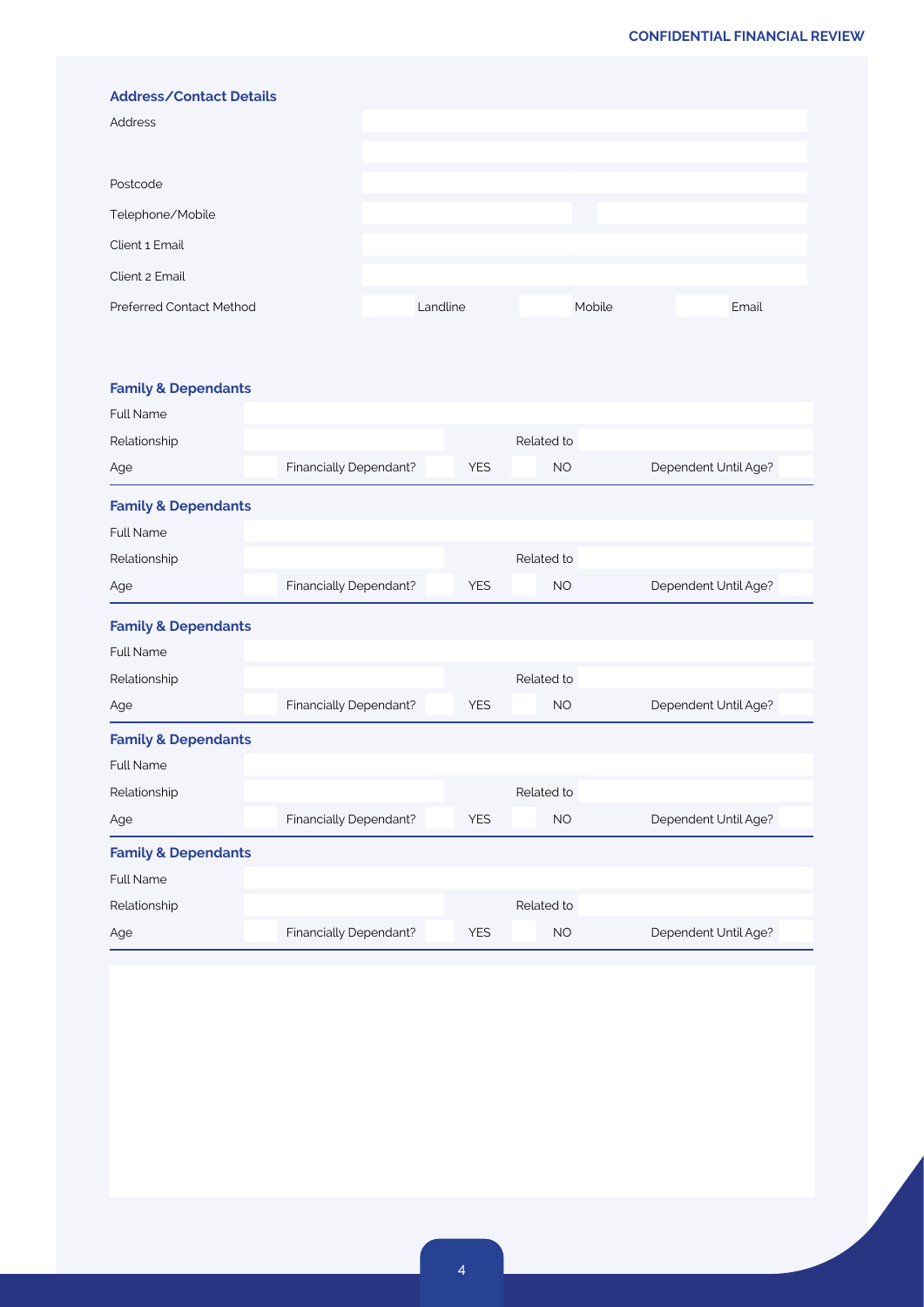## Address/Contact Details

| | | | |
|---|---|---|---|
| Address | | | |
| | | | |
| Postcode | | | |
| Telephone/Mobile | | | |
| Client 1 Email | | | |
| Client 2 Email | | | |
| Preferred Contact Method | Landline | Mobile | Email |

## Family & Dependants

| | | | | | | |
|---|---|---|---|---|---|---|
| Full Name | | | | | | |
| Relationship | | | Related to | | | |
| Age | | Financially Dependant? | YES | NO | Dependent Until Age? | |

## Family & Dependants

| | | | | | | |
|---|---|---|---|---|---|---|
| Full Name | | | | | | |
| Relationship | | | Related to | | | |
| Age | | Financially Dependant? | YES | NO | Dependent Until Age? | |

## Family & Dependants

| | | | | | | |
|---|---|---|---|---|---|---|
| Full Name | | | | | | |
| Relationship | | | Related to | | | |
| Age | | Financially Dependant? | YES | NO | Dependent Until Age? | |

## Family & Dependants

| | | | | | | |
|---|---|---|---|---|---|---|
| Full Name | | | | | | |
| Relationship | | | Related to | | | |
| Age | | Financially Dependant? | YES | NO | Dependent Until Age? | |

## Family & Dependants

| | | | | | | |
|---|---|---|---|---|---|---|
| Full Name | | | | | | |
| Relationship | | | Related to | | | |
| Age | | Financially Dependant? | YES | NO | Dependent Until Age? | |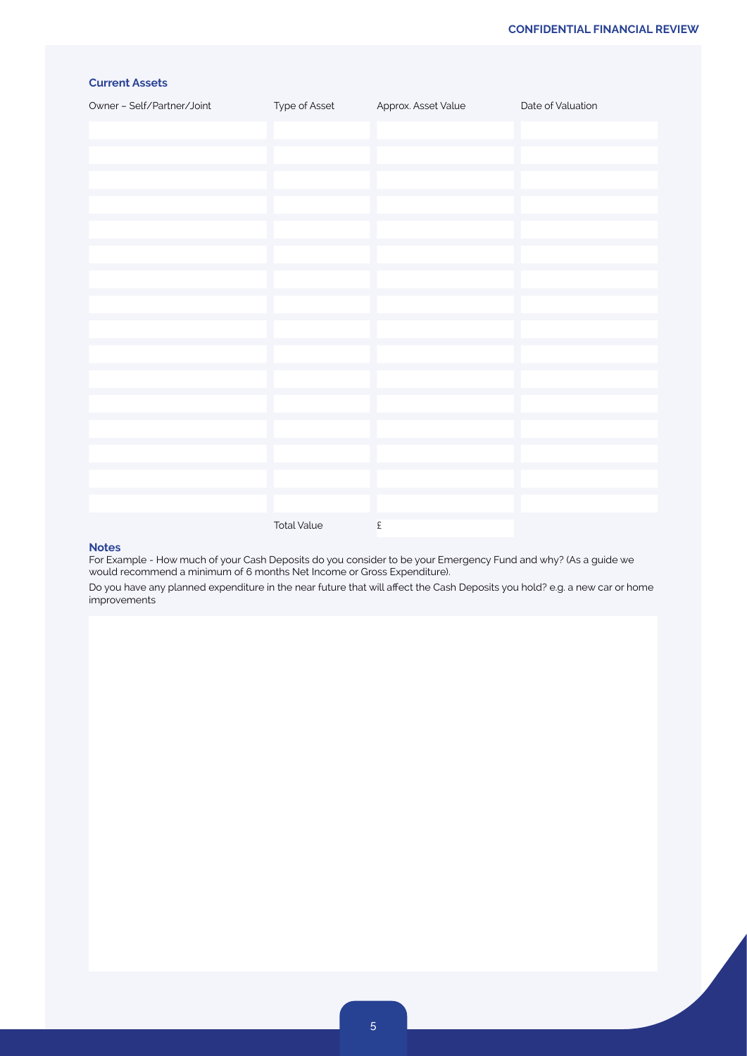## Current Assets

| Owner – Self/Partner/Joint | Type of Asset | Approx. Asset Value | Date of Valuation |
|---|---|---|---|
| | | | |
| | | | |
| | | | |
| | | | |
| | | | |
| | | | |
| | | | |
| | | | |
| | | | |
| | | | |
| | | | |
| | | | |
| | | | |
| | | | |
| | | | |
| | | | |
| | Total Value | £ | |

### Notes

For Example - How much of your Cash Deposits do you consider to be your Emergency Fund and why? (As a guide we would recommend a minimum of 6 months Net Income or Gross Expenditure).

Do you have any planned expenditure in the near future that will affect the Cash Deposits you hold? e.g. a new car or home improvements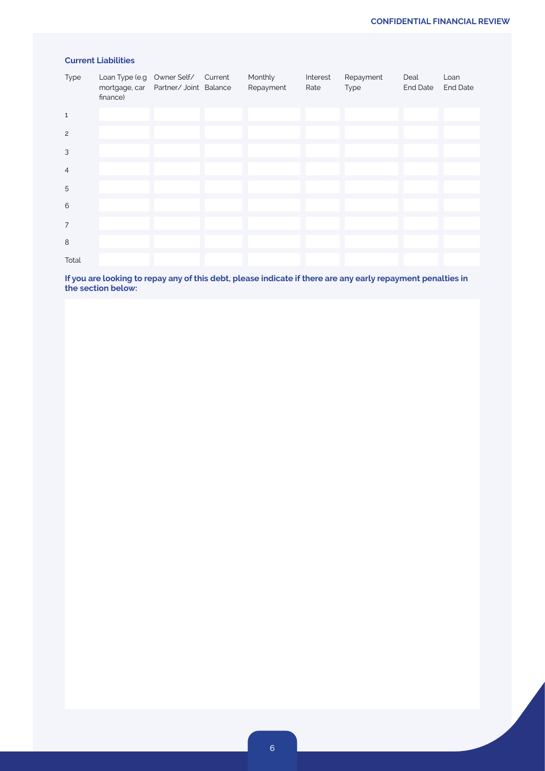## Current Liabilities

| Type | Loan Type (e.g mortgage, car finance) | Owner Self/ Partner/ Joint | Current Balance | Monthly Repayment | Interest Rate | Repayment Type | Deal End Date | Loan End Date |
|---|---|---|---|---|---|---|---|---|
| 1 | | | | | | | | |
| 2 | | | | | | | | |
| 3 | | | | | | | | |
| 4 | | | | | | | | |
| 5 | | | | | | | | |
| 6 | | | | | | | | |
| 7 | | | | | | | | |
| 8 | | | | | | | | |
| Total | | | | | | | | |

**If you are looking to repay any of this debt, please indicate if there are any early repayment penalties in the section below:**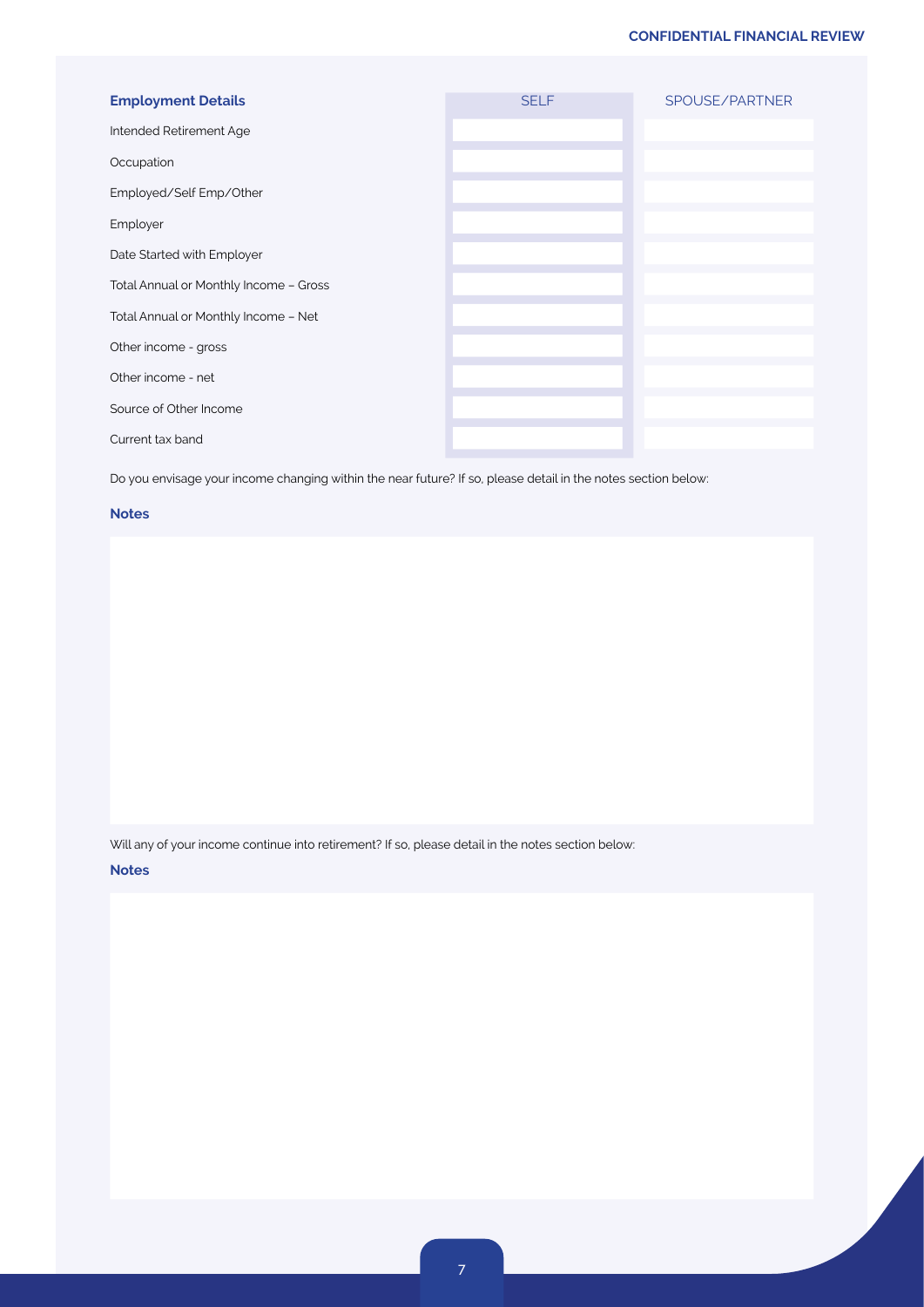| Employment Details | SELF | SPOUSE/PARTNER |
|---|---|---|
| Intended Retirement Age | | |
| Occupation | | |
| Employed/Self Emp/Other | | |
| Employer | | |
| Date Started with Employer | | |
| Total Annual or Monthly Income – Gross | | |
| Total Annual or Monthly Income – Net | | |
| Other income - gross | | |
| Other income - net | | |
| Source of Other Income | | |
| Current tax band | | |

Do you envisage your income changing within the near future? If so, please detail in the notes section below:

**Notes**

Will any of your income continue into retirement? If so, please detail in the notes section below:

**Notes**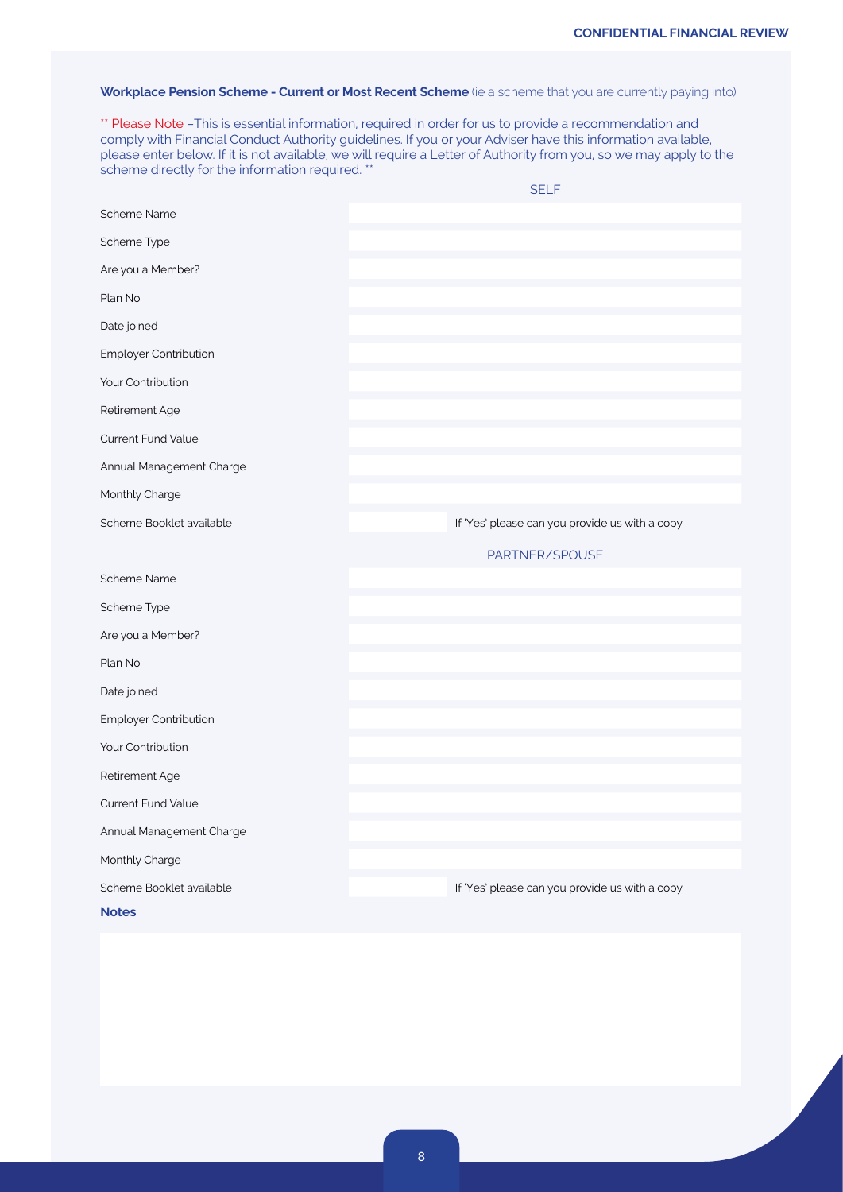**Workplace Pension Scheme - Current or Most Recent Scheme** (ie a scheme that you are currently paying into)

** Please Note –This is essential information, required in order for us to provide a recommendation and comply with Financial Conduct Authority guidelines. If you or your Adviser have this information available, please enter below. If it is not available, we will require a Letter of Authority from you, so we may apply to the scheme directly for the information required. **

| | SELF |
|---|---|
| Scheme Name | |
| Scheme Type | |
| Are you a Member? | |
| Plan No | |
| Date joined | |
| Employer Contribution | |
| Your Contribution | |
| Retirement Age | |
| Current Fund Value | |
| Annual Management Charge | |
| Monthly Charge | |
| Scheme Booklet available | If 'Yes' please can you provide us with a copy |

| | PARTNER/SPOUSE |
|---|---|
| Scheme Name | |
| Scheme Type | |
| Are you a Member? | |
| Plan No | |
| Date joined | |
| Employer Contribution | |
| Your Contribution | |
| Retirement Age | |
| Current Fund Value | |
| Annual Management Charge | |
| Monthly Charge | |
| Scheme Booklet available | If 'Yes' please can you provide us with a copy |

**Notes**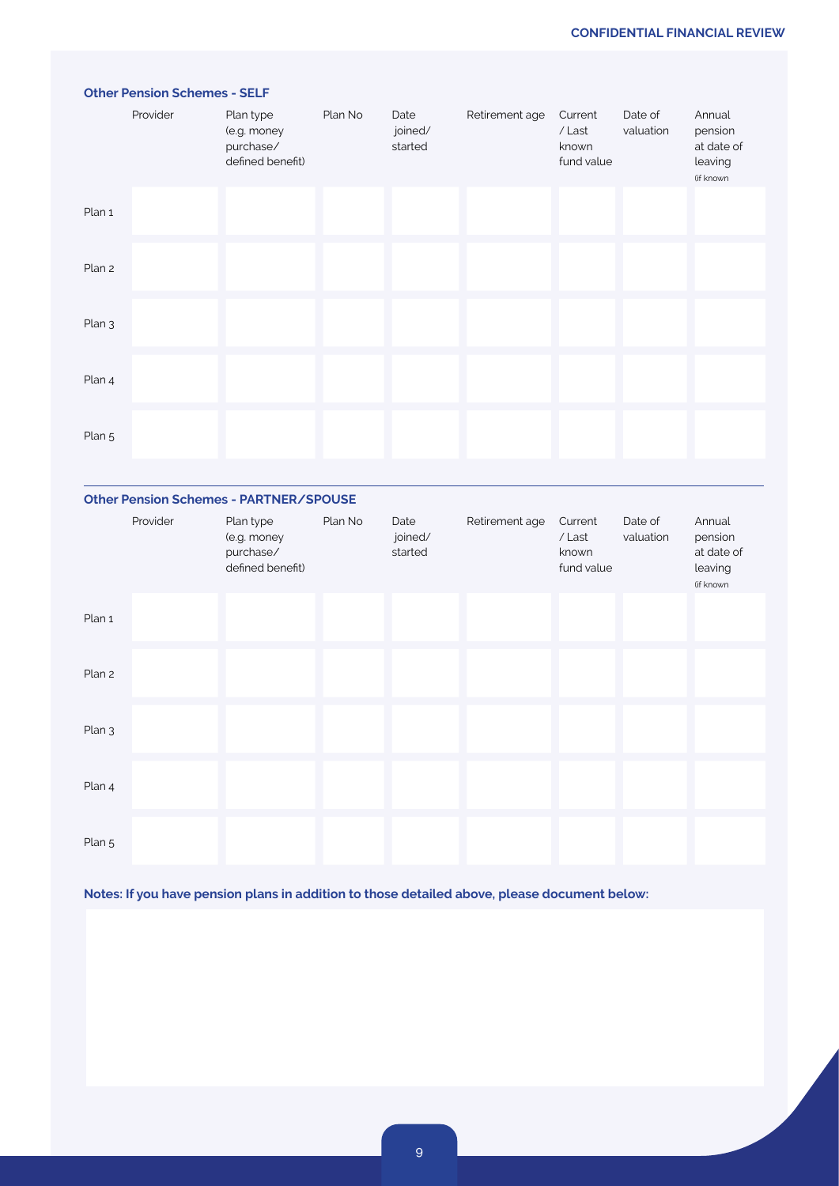### Other Pension Schemes - SELF

| | Provider | Plan type (e.g. money purchase/ defined benefit) | Plan No | Date joined/ started | Retirement age | Current / Last known fund value | Date of valuation | Annual pension at date of leaving (if known |
|---|---|---|---|---|---|---|---|---|
| Plan 1 | | | | | | | | |
| Plan 2 | | | | | | | | |
| Plan 3 | | | | | | | | |
| Plan 4 | | | | | | | | |
| Plan 5 | | | | | | | | |

### Other Pension Schemes - PARTNER/SPOUSE

| | Provider | Plan type (e.g. money purchase/ defined benefit) | Plan No | Date joined/ started | Retirement age | Current / Last known fund value | Date of valuation | Annual pension at date of leaving (if known |
|---|---|---|---|---|---|---|---|---|
| Plan 1 | | | | | | | | |
| Plan 2 | | | | | | | | |
| Plan 3 | | | | | | | | |
| Plan 4 | | | | | | | | |
| Plan 5 | | | | | | | | |

**Notes: If you have pension plans in addition to those detailed above, please document below:**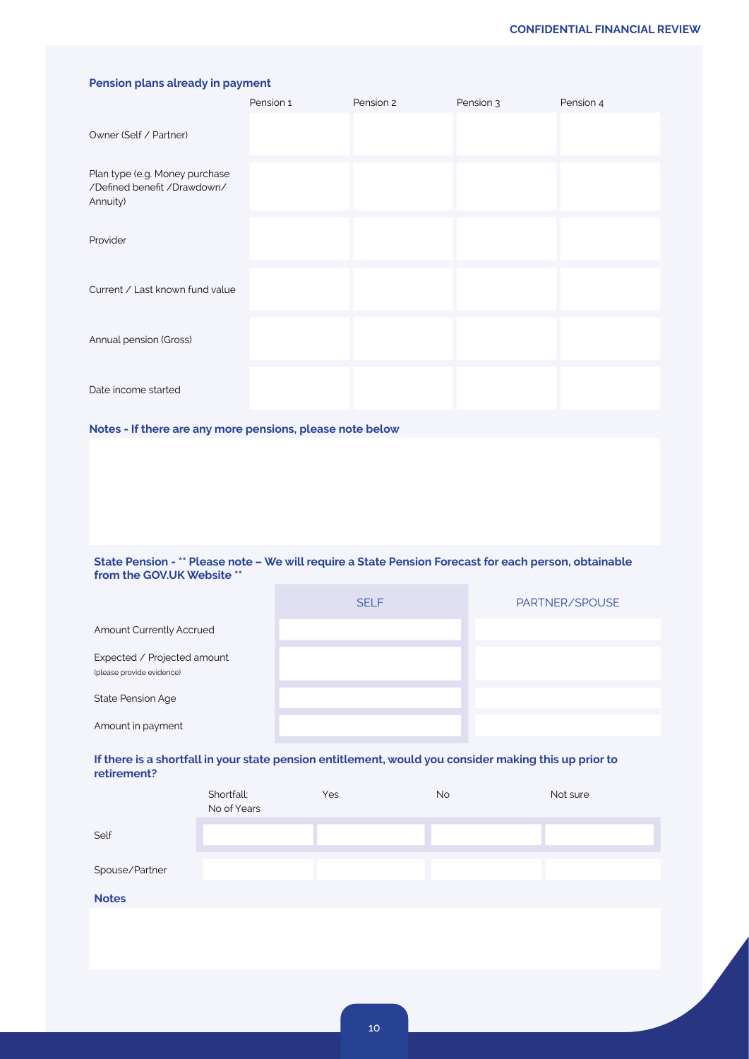### Pension plans already in payment

| | Pension 1 | Pension 2 | Pension 3 | Pension 4 |
|---|---|---|---|---|
| Owner (Self / Partner) | | | | |
| Plan type (e.g. Money purchase /Defined benefit /Drawdown/ Annuity) | | | | |
| Provider | | | | |
| Current / Last known fund value | | | | |
| Annual pension (Gross) | | | | |
| Date income started | | | | |

**Notes - If there are any more pensions, please note below**

**State Pension - ** Please note – We will require a State Pension Forecast for each person, obtainable from the GOV.UK Website ****

| | SELF | PARTNER/SPOUSE |
|---|---|---|
| Amount Currently Accrued | | |
| Expected / Projected amount (please provide evidence) | | |
| State Pension Age | | |
| Amount in payment | | |

**If there is a shortfall in your state pension entitlement, would you consider making this up prior to retirement?**

| | Shortfall: No of Years | Yes | No | Not sure |
|---|---|---|---|---|
| Self | | | | |
| Spouse/Partner | | | | |

**Notes**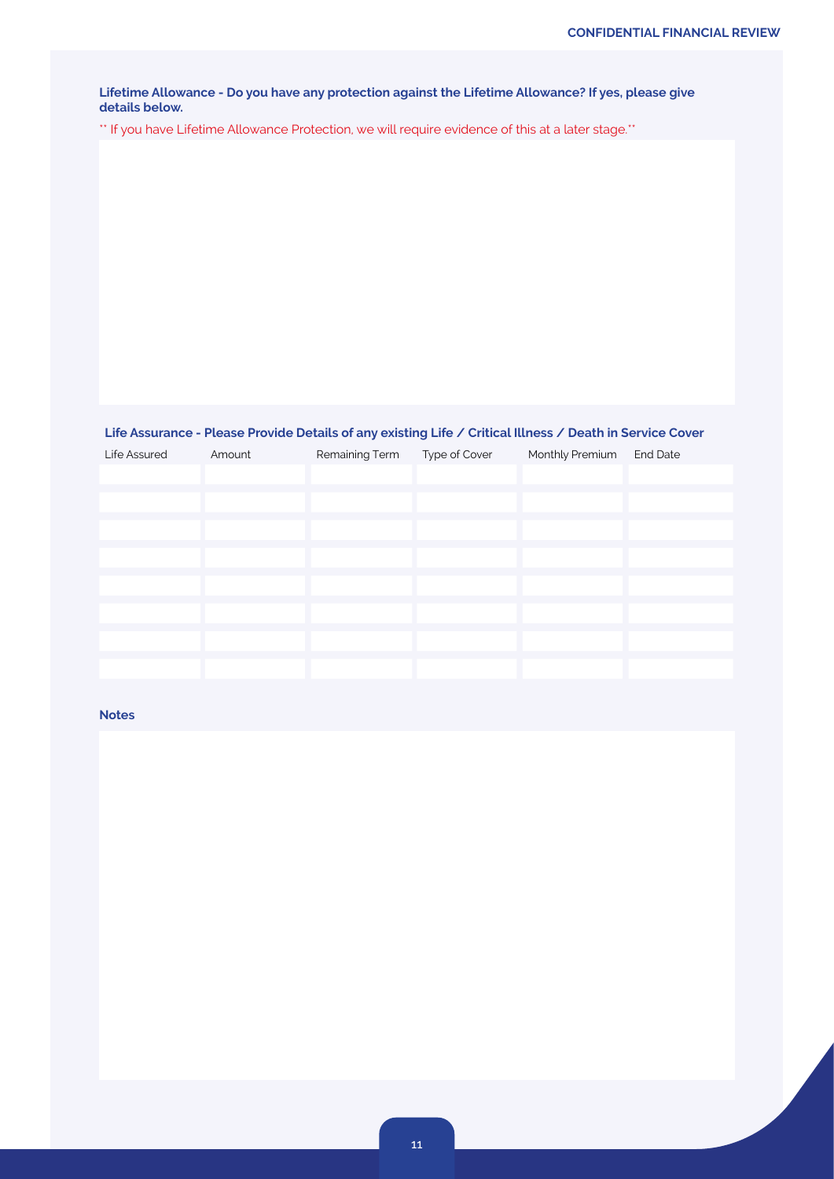**Lifetime Allowance - Do you have any protection against the Lifetime Allowance? If yes, please give details below.**

** If you have Lifetime Allowance Protection, we will require evidence of this at a later stage.**

**Life Assurance - Please Provide Details of any existing Life / Critical Illness / Death in Service Cover**

| Life Assured | Amount | Remaining Term | Type of Cover | Monthly Premium | End Date |
|---|---|---|---|---|---|
| | | | | | |
| | | | | | |
| | | | | | |
| | | | | | |
| | | | | | |
| | | | | | |
| | | | | | |
| | | | | | |

**Notes**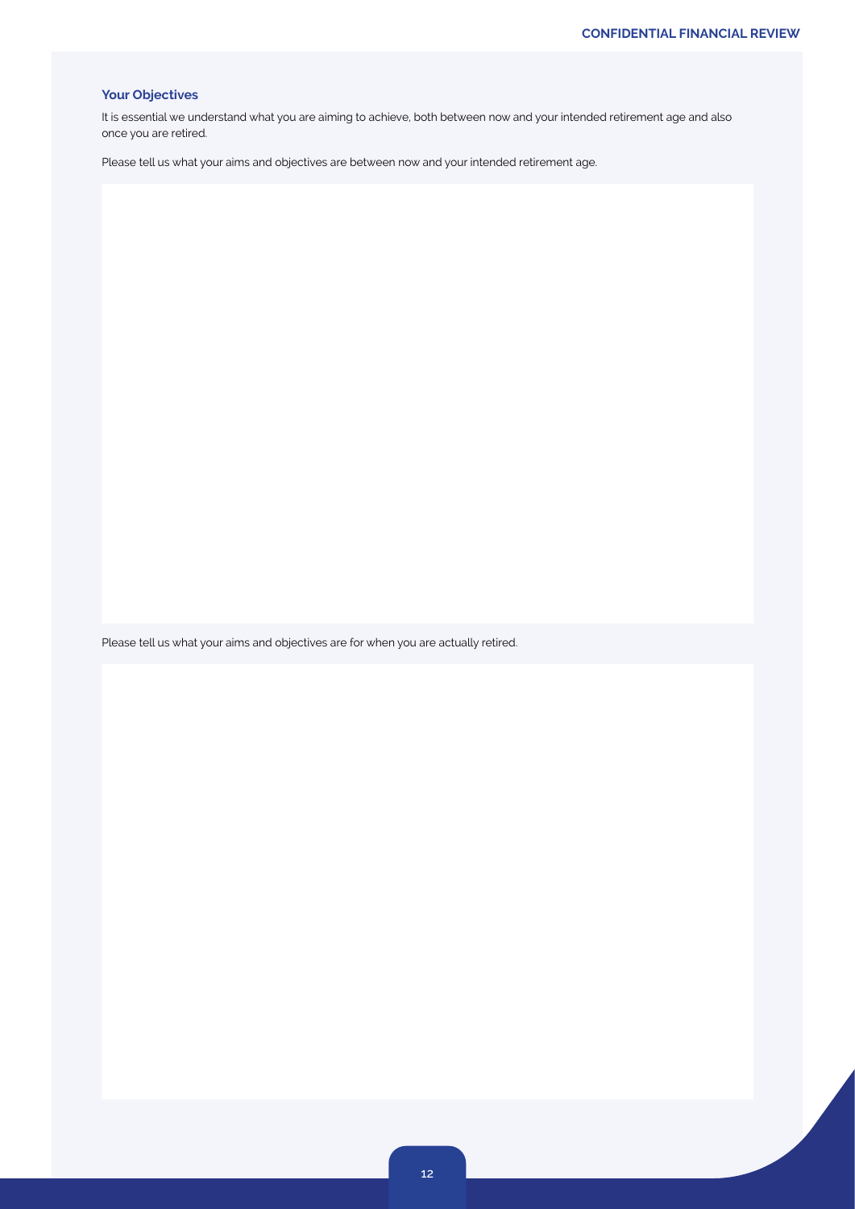## Your Objectives

It is essential we understand what you are aiming to achieve, both between now and your intended retirement age and also once you are retired.

Please tell us what your aims and objectives are between now and your intended retirement age.

Please tell us what your aims and objectives are for when you are actually retired.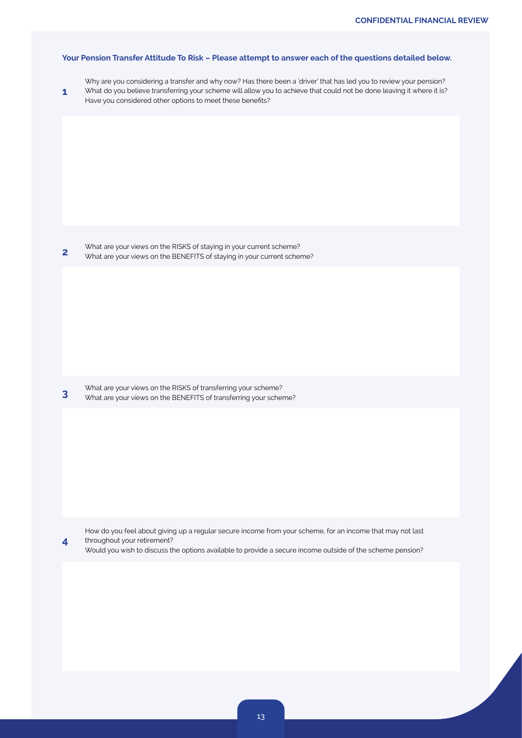**Your Pension Transfer Attitude To Risk – Please attempt to answer each of the questions detailed below.**

**1** Why are you considering a transfer and why now? Has there been a 'driver' that has led you to review your pension?
What do you believe transferring your scheme will allow you to achieve that could not be done leaving it where it is?
Have you considered other options to meet these benefits?

**2** What are your views on the RISKS of staying in your current scheme?
What are your views on the BENEFITS of staying in your current scheme?

**3** What are your views on the RISKS of transferring your scheme?
What are your views on the BENEFITS of transferring your scheme?

**4** How do you feel about giving up a regular secure income from your scheme, for an income that may not last throughout your retirement?
Would you wish to discuss the options available to provide a secure income outside of the scheme pension?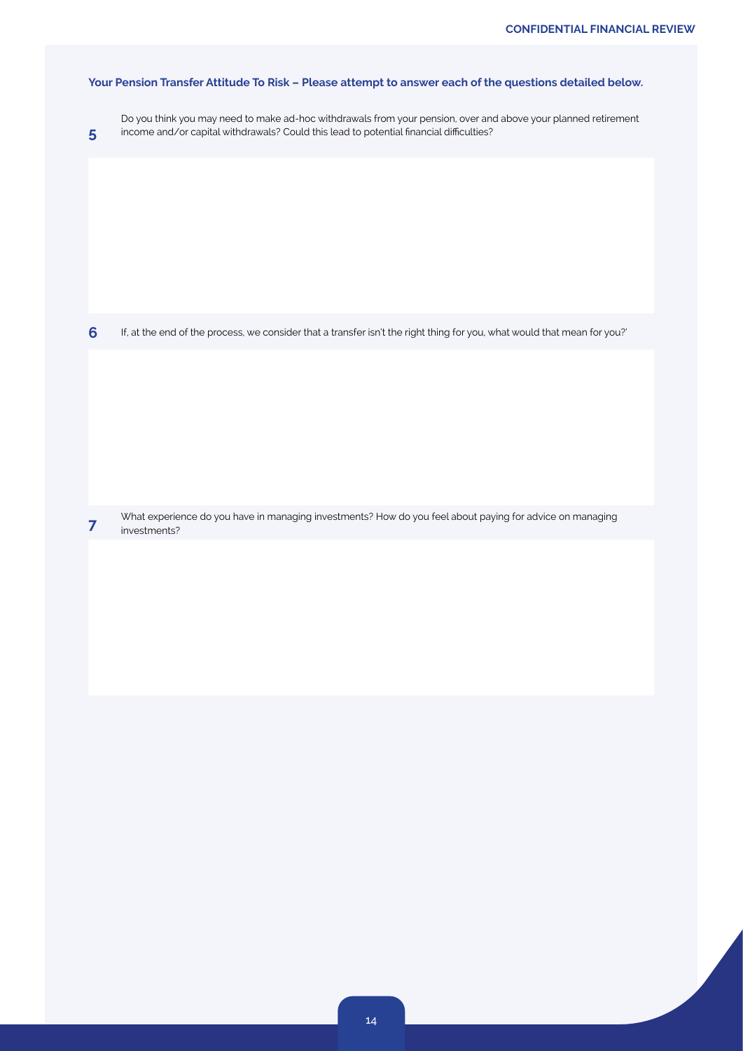**Your Pension Transfer Attitude To Risk – Please attempt to answer each of the questions detailed below.**

**5** Do you think you may need to make ad-hoc withdrawals from your pension, over and above your planned retirement income and/or capital withdrawals? Could this lead to potential financial difficulties?

**6** If, at the end of the process, we consider that a transfer isn't the right thing for you, what would that mean for you?'

**7** What experience do you have in managing investments? How do you feel about paying for advice on managing investments?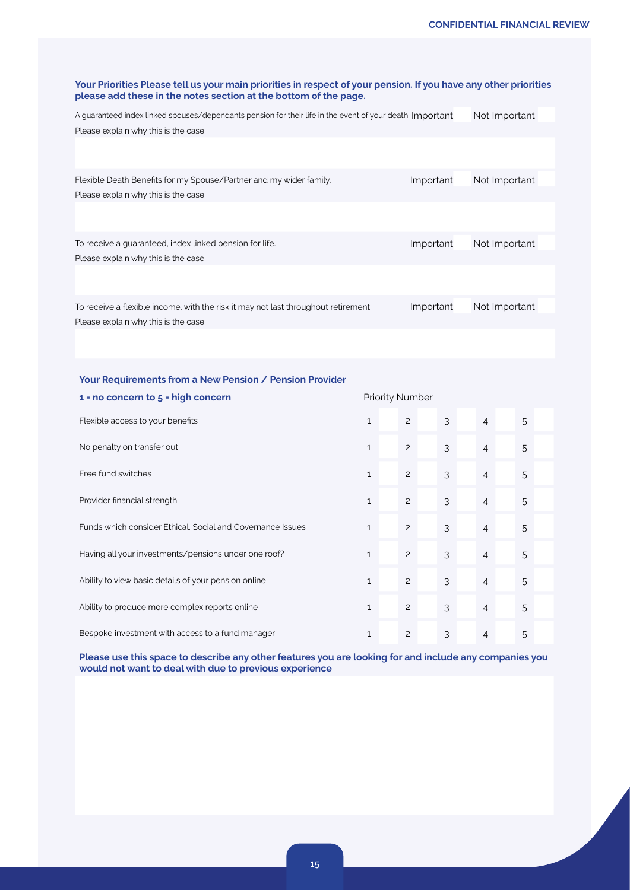**Your Priorities Please tell us your main priorities in respect of your pension. If you have any other priorities please add these in the notes section at the bottom of the page.**

A guaranteed index linked spouses/dependants pension for their life in the event of your death Important Not Important

Please explain why this is the case.

Flexible Death Benefits for my Spouse/Partner and my wider family. Important Not Important

Please explain why this is the case.

To receive a guaranteed, index linked pension for life. Important Not Important

Please explain why this is the case.

To receive a flexible income, with the risk it may not last throughout retirement. Important Not Important

Please explain why this is the case.

## Your Requirements from a New Pension / Pension Provider

| **1 = no concern to 5 = high concern** | Priority Number | | | | |
|---|---|---|---|---|---|
| Flexible access to your benefits | 1 | 2 | 3 | 4 | 5 |
| No penalty on transfer out | 1 | 2 | 3 | 4 | 5 |
| Free fund switches | 1 | 2 | 3 | 4 | 5 |
| Provider financial strength | 1 | 2 | 3 | 4 | 5 |
| Funds which consider Ethical, Social and Governance Issues | 1 | 2 | 3 | 4 | 5 |
| Having all your investments/pensions under one roof? | 1 | 2 | 3 | 4 | 5 |
| Ability to view basic details of your pension online | 1 | 2 | 3 | 4 | 5 |
| Ability to produce more complex reports online | 1 | 2 | 3 | 4 | 5 |
| Bespoke investment with access to a fund manager | 1 | 2 | 3 | 4 | 5 |

**Please use this space to describe any other features you are looking for and include any companies you would not want to deal with due to previous experience**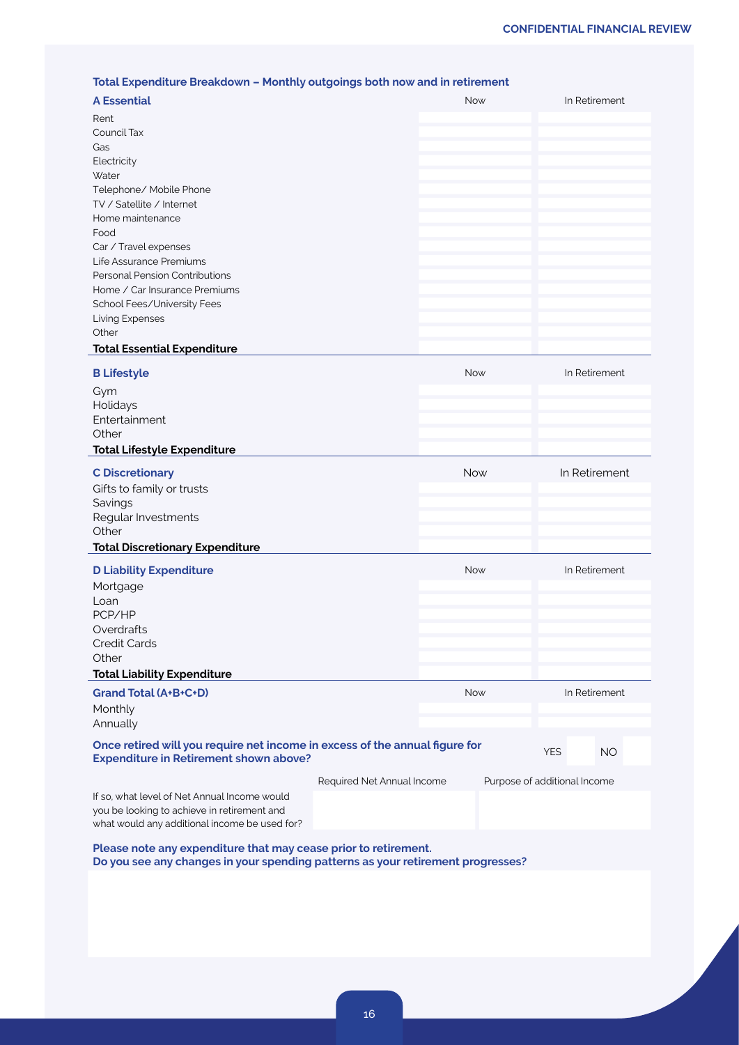### Total Expenditure Breakdown – Monthly outgoings both now and in retirement

| **A Essential** | Now | In Retirement |
|---|---|---|
| Rent | | |
| Council Tax | | |
| Gas | | |
| Electricity | | |
| Water | | |
| Telephone/ Mobile Phone | | |
| TV / Satellite / Internet | | |
| Home maintenance | | |
| Food | | |
| Car / Travel expenses | | |
| Life Assurance Premiums | | |
| Personal Pension Contributions | | |
| Home / Car Insurance Premiums | | |
| School Fees/University Fees | | |
| Living Expenses | | |
| Other | | |
| **Total Essential Expenditure** | | |

| **B Lifestyle** | Now | In Retirement |
|---|---|---|
| Gym | | |
| Holidays | | |
| Entertainment | | |
| Other | | |
| **Total Lifestyle Expenditure** | | |

| **C Discretionary** | Now | In Retirement |
|---|---|---|
| Gifts to family or trusts | | |
| Savings | | |
| Regular Investments | | |
| Other | | |
| **Total Discretionary Expenditure** | | |

| **D Liability Expenditure** | Now | In Retirement |
|---|---|---|
| Mortgage | | |
| Loan | | |
| PCP/HP | | |
| Overdrafts | | |
| Credit Cards | | |
| Other | | |
| **Total Liability Expenditure** | | |

| **Grand Total (A+B+C+D)** | Now | In Retirement |
|---|---|---|
| Monthly | | |
| Annually | | |

**Once retired will you require net income in excess of the annual figure for Expenditure in Retirement shown above?** YES ☐ NO ☐

| | Required Net Annual Income | Purpose of additional Income |
|---|---|---|
| If so, what level of Net Annual Income would you be looking to achieve in retirement and what would any additional income be used for? | | |

**Please note any expenditure that may cease prior to retirement.**
**Do you see any changes in your spending patterns as your retirement progresses?**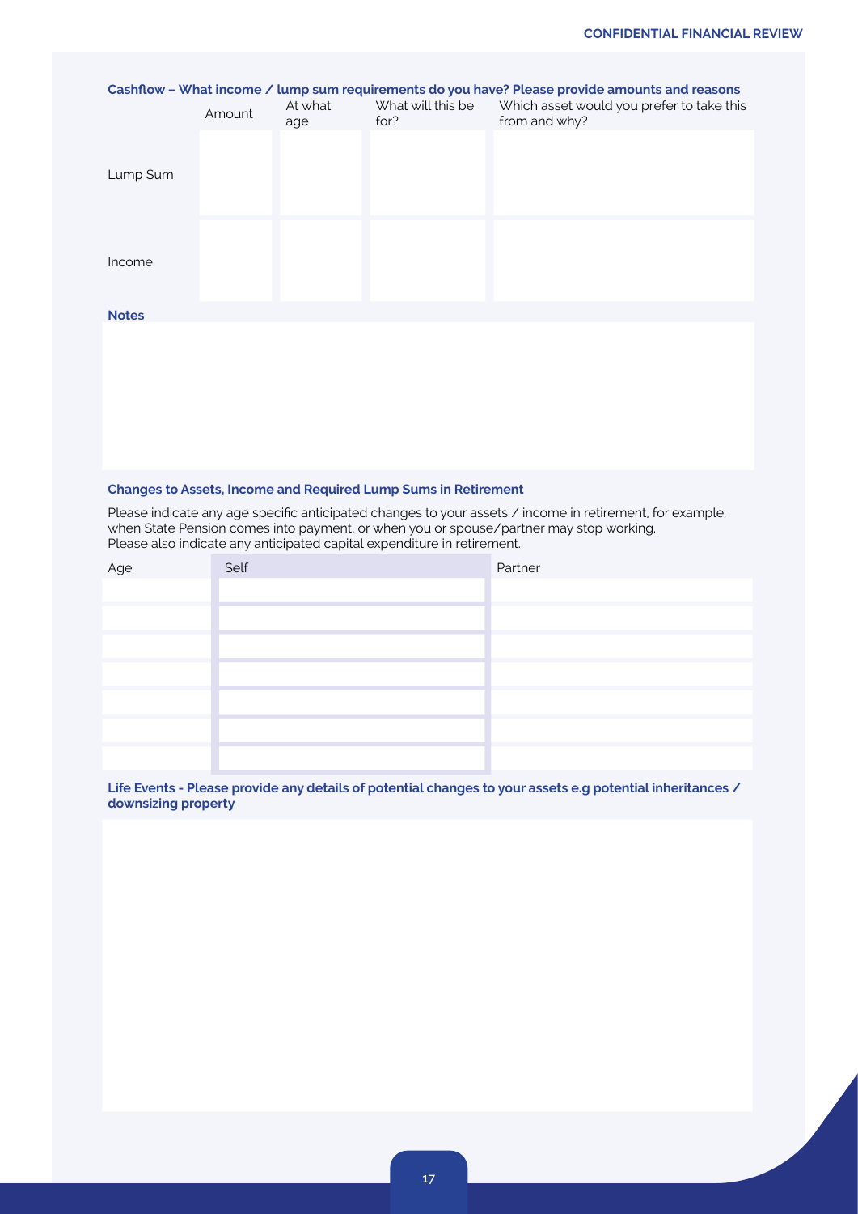**Cashflow – What income / lump sum requirements do you have? Please provide amounts and reasons**

| | Amount | At what age | What will this be for? | Which asset would you prefer to take this from and why? |
|---|---|---|---|---|
| Lump Sum | | | | |
| Income | | | | |

**Notes**

**Changes to Assets, Income and Required Lump Sums in Retirement**

Please indicate any age specific anticipated changes to your assets / income in retirement, for example, when State Pension comes into payment, or when you or spouse/partner may stop working.
Please also indicate any anticipated capital expenditure in retirement.

| Age | Self | Partner |
|---|---|---|
| | | |
| | | |
| | | |
| | | |
| | | |
| | | |
| | | |

**Life Events - Please provide any details of potential changes to your assets e.g potential inheritances / downsizing property**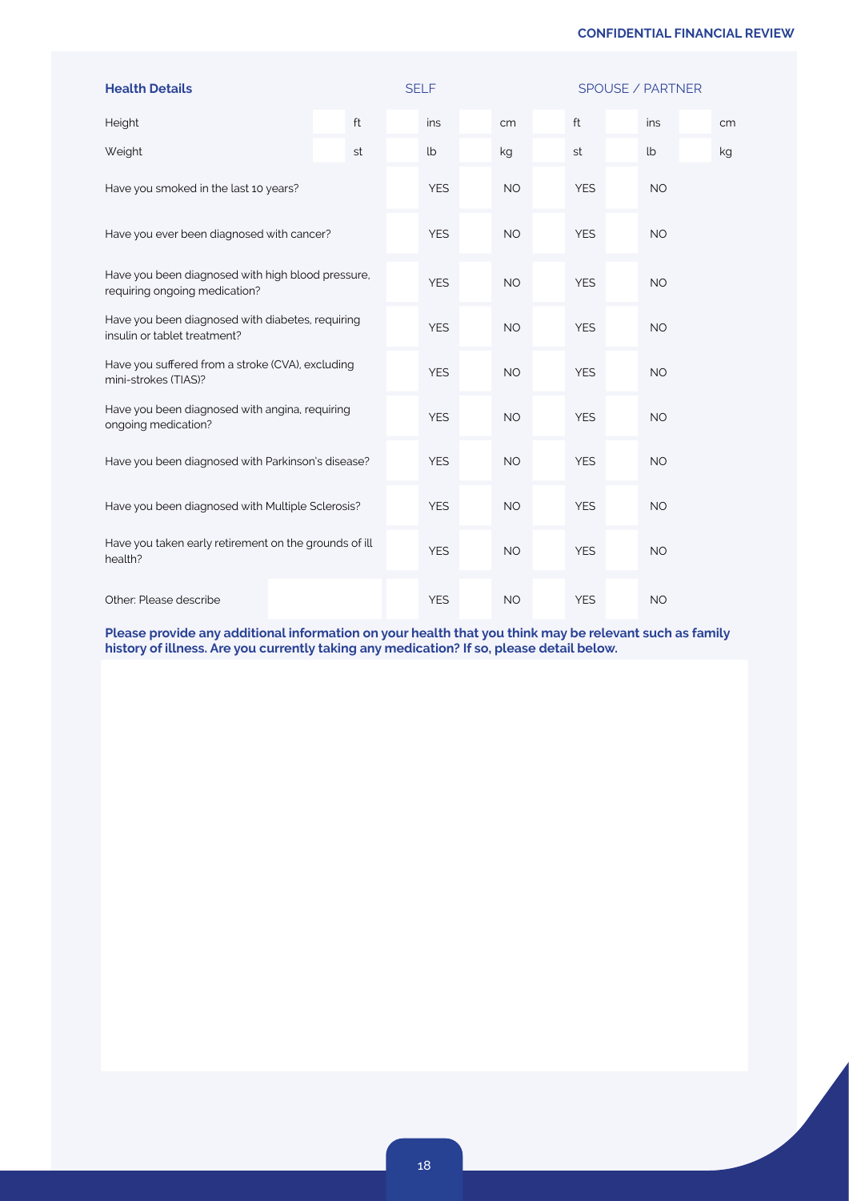## Health Details

| | SELF | | | | | | SPOUSE / PARTNER | | | | | |
|---|---|---|---|---|---|---|---|---|---|---|---|---|
| Height | | ft | | ins | | cm | | ft | | ins | | cm |
| Weight | | st | | lb | | kg | | st | | lb | | kg |
| Have you smoked in the last 10 years? | | | | YES | | NO | | YES | | NO | | |
| Have you ever been diagnosed with cancer? | | | | YES | | NO | | YES | | NO | | |
| Have you been diagnosed with high blood pressure, requiring ongoing medication? | | | | YES | | NO | | YES | | NO | | |
| Have you been diagnosed with diabetes, requiring insulin or tablet treatment? | | | | YES | | NO | | YES | | NO | | |
| Have you suffered from a stroke (CVA), excluding mini-strokes (TIAS)? | | | | YES | | NO | | YES | | NO | | |
| Have you been diagnosed with angina, requiring ongoing medication? | | | | YES | | NO | | YES | | NO | | |
| Have you been diagnosed with Parkinson's disease? | | | | YES | | NO | | YES | | NO | | |
| Have you been diagnosed with Multiple Sclerosis? | | | | YES | | NO | | YES | | NO | | |
| Have you taken early retirement on the grounds of ill health? | | | | YES | | NO | | YES | | NO | | |
| Other: Please describe | | | | YES | | NO | | YES | | NO | | |

**Please provide any additional information on your health that you think may be relevant such as family history of illness. Are you currently taking any medication? If so, please detail below.**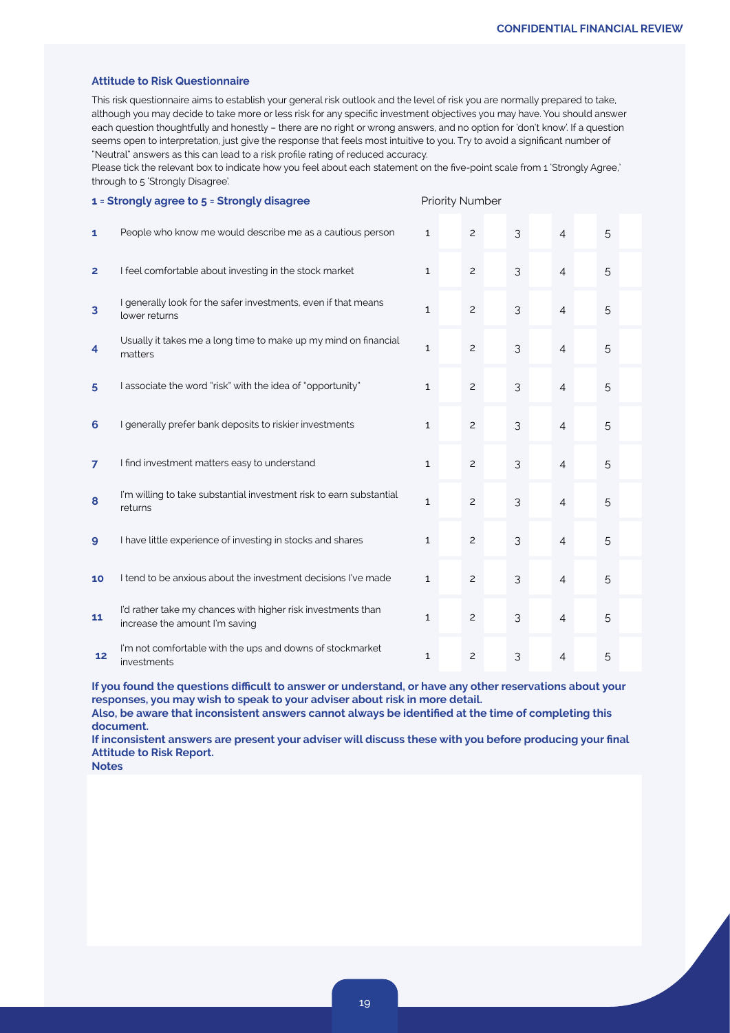### Attitude to Risk Questionnaire

This risk questionnaire aims to establish your general risk outlook and the level of risk you are normally prepared to take, although you may decide to take more or less risk for any specific investment objectives you may have. You should answer each question thoughtfully and honestly – there are no right or wrong answers, and no option for 'don't know'. If a question seems open to interpretation, just give the response that feels most intuitive to you. Try to avoid a significant number of "Neutral" answers as this can lead to a risk profile rating of reduced accuracy.

Please tick the relevant box to indicate how you feel about each statement on the five-point scale from 1 'Strongly Agree,' through to 5 'Strongly Disagree'.

| **1 = Strongly agree to 5 = Strongly disagree** | | Priority Number | | | | |
|---|---|---|---|---|---|---|
| **1** | People who know me would describe me as a cautious person | 1 | 2 | 3 | 4 | 5 |
| **2** | I feel comfortable about investing in the stock market | 1 | 2 | 3 | 4 | 5 |
| **3** | I generally look for the safer investments, even if that means lower returns | 1 | 2 | 3 | 4 | 5 |
| **4** | Usually it takes me a long time to make up my mind on financial matters | 1 | 2 | 3 | 4 | 5 |
| **5** | I associate the word "risk" with the idea of "opportunity" | 1 | 2 | 3 | 4 | 5 |
| **6** | I generally prefer bank deposits to riskier investments | 1 | 2 | 3 | 4 | 5 |
| **7** | I find investment matters easy to understand | 1 | 2 | 3 | 4 | 5 |
| **8** | I'm willing to take substantial investment risk to earn substantial returns | 1 | 2 | 3 | 4 | 5 |
| **9** | I have little experience of investing in stocks and shares | 1 | 2 | 3 | 4 | 5 |
| **10** | I tend to be anxious about the investment decisions I've made | 1 | 2 | 3 | 4 | 5 |
| **11** | I'd rather take my chances with higher risk investments than increase the amount I'm saving | 1 | 2 | 3 | 4 | 5 |
| **12** | I'm not comfortable with the ups and downs of stockmarket investments | 1 | 2 | 3 | 4 | 5 |

**If you found the questions difficult to answer or understand, or have any other reservations about your responses, you may wish to speak to your adviser about risk in more detail.**

**Also, be aware that inconsistent answers cannot always be identified at the time of completing this document.**

**If inconsistent answers are present your adviser will discuss these with you before producing your final Attitude to Risk Report.**

**Notes**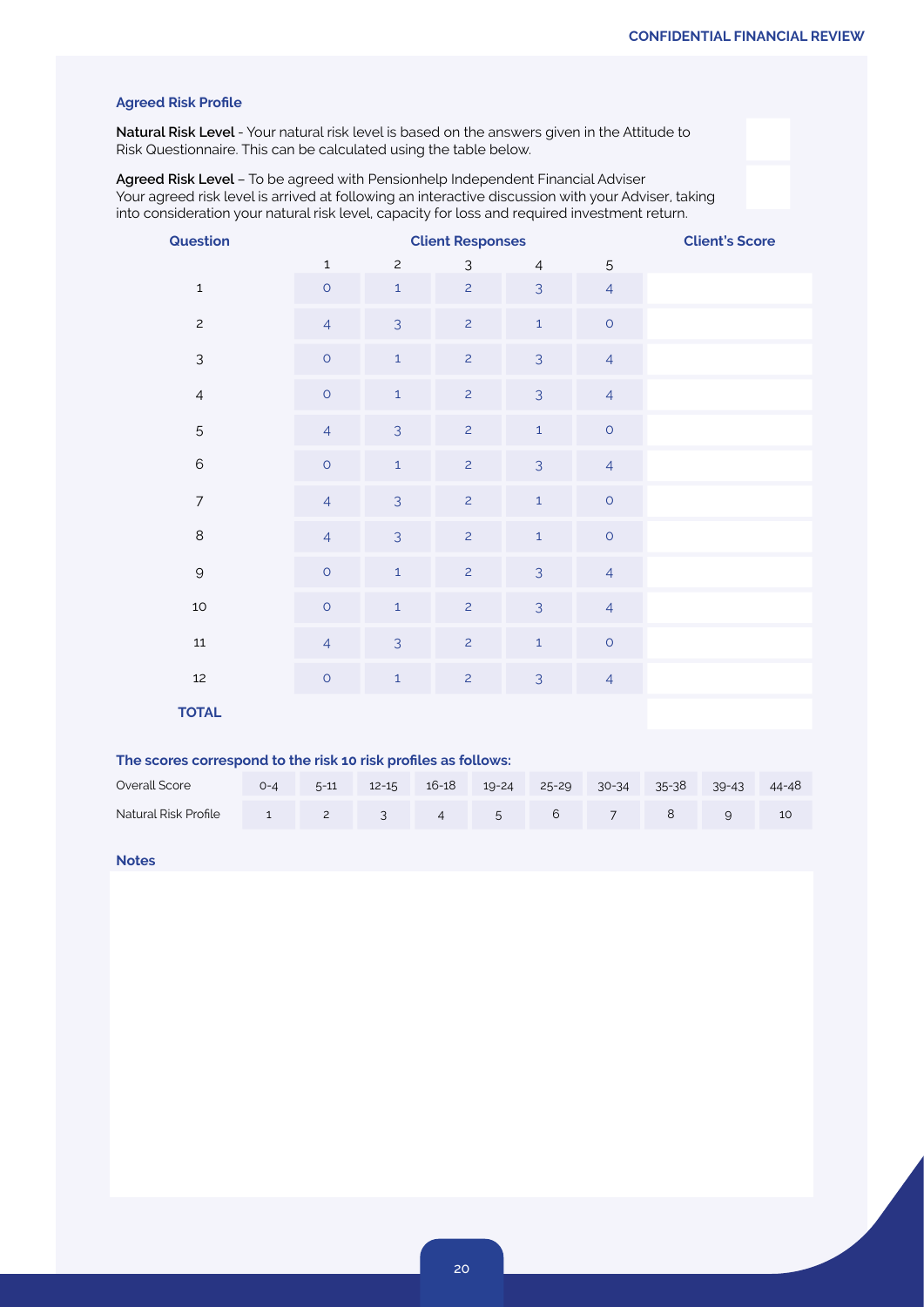### Agreed Risk Profile

**Natural Risk Level** - Your natural risk level is based on the answers given in the Attitude to Risk Questionnaire. This can be calculated using the table below.

**Agreed Risk Level** – To be agreed with Pensionhelp Independent Financial Adviser
Your agreed risk level is arrived at following an interactive discussion with your Adviser, taking into consideration your natural risk level, capacity for loss and required investment return.

| Question | Client Responses | | | | | Client's Score |
|---|---|---|---|---|---|---|
| | 1 | 2 | 3 | 4 | 5 | |
| 1 | 0 | 1 | 2 | 3 | 4 | |
| 2 | 4 | 3 | 2 | 1 | 0 | |
| 3 | 0 | 1 | 2 | 3 | 4 | |
| 4 | 0 | 1 | 2 | 3 | 4 | |
| 5 | 4 | 3 | 2 | 1 | 0 | |
| 6 | 0 | 1 | 2 | 3 | 4 | |
| 7 | 4 | 3 | 2 | 1 | 0 | |
| 8 | 4 | 3 | 2 | 1 | 0 | |
| 9 | 0 | 1 | 2 | 3 | 4 | |
| 10 | 0 | 1 | 2 | 3 | 4 | |
| 11 | 4 | 3 | 2 | 1 | 0 | |
| 12 | 0 | 1 | 2 | 3 | 4 | |
| **TOTAL** | | | | | | |

**The scores correspond to the risk 10 risk profiles as follows:**

| Overall Score | 0-4 | 5-11 | 12-15 | 16-18 | 19-24 | 25-29 | 30-34 | 35-38 | 39-43 | 44-48 |
|---|---|---|---|---|---|---|---|---|---|---|
| Natural Risk Profile | 1 | 2 | 3 | 4 | 5 | 6 | 7 | 8 | 9 | 10 |

### Notes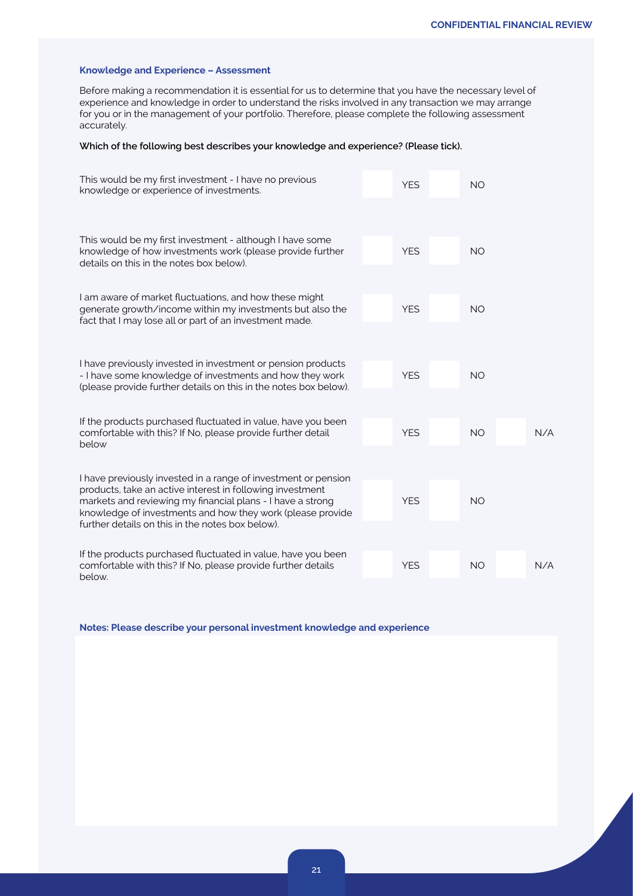### Knowledge and Experience – Assessment

Before making a recommendation it is essential for us to determine that you have the necessary level of experience and knowledge in order to understand the risks involved in any transaction we may arrange for you or in the management of your portfolio. Therefore, please complete the following assessment accurately.

**Which of the following best describes your knowledge and experience? (Please tick).**

| Statement | | | | | | |
|---|---|---|---|---|---|---|
| This would be my first investment - I have no previous knowledge or experience of investments. | | YES | | NO | | |
| This would be my first investment - although I have some knowledge of how investments work (please provide further details on this in the notes box below). | | YES | | NO | | |
| I am aware of market fluctuations, and how these might generate growth/income within my investments but also the fact that I may lose all or part of an investment made. | | YES | | NO | | |
| I have previously invested in investment or pension products - I have some knowledge of investments and how they work (please provide further details on this in the notes box below). | | YES | | NO | | |
| If the products purchased fluctuated in value, have you been comfortable with this? If No, please provide further detail below | | YES | | NO | | N/A |
| I have previously invested in a range of investment or pension products, take an active interest in following investment markets and reviewing my financial plans - I have a strong knowledge of investments and how they work (please provide further details on this in the notes box below). | | YES | | NO | | |
| If the products purchased fluctuated in value, have you been comfortable with this? If No, please provide further details below. | | YES | | NO | | N/A |

**Notes: Please describe your personal investment knowledge and experience**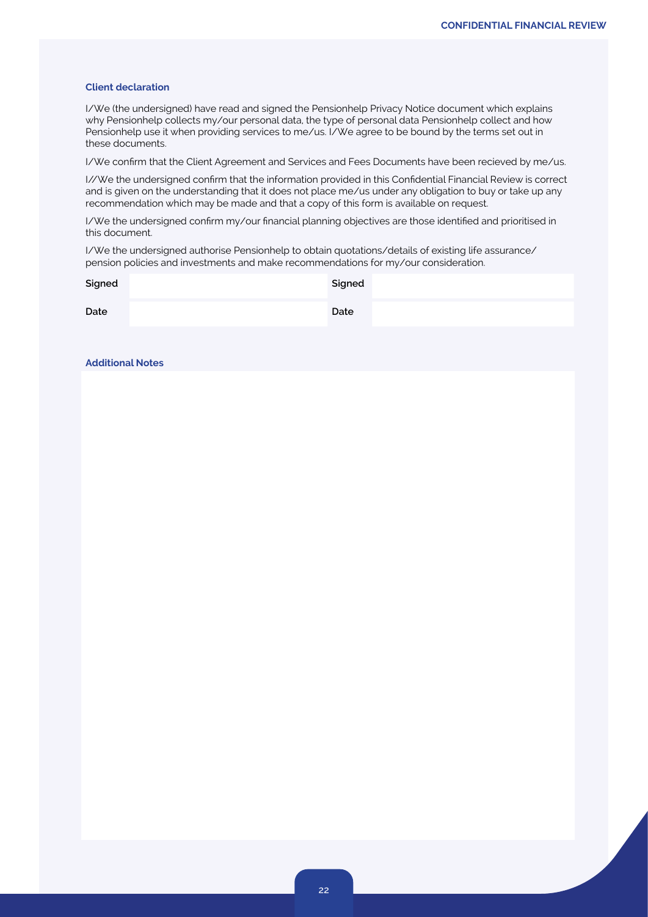### Client declaration

I/We (the undersigned) have read and signed the Pensionhelp Privacy Notice document which explains why Pensionhelp collects my/our personal data, the type of personal data Pensionhelp collect and how Pensionhelp use it when providing services to me/us. I/We agree to be bound by the terms set out in these documents.

I/We confirm that the Client Agreement and Services and Fees Documents have been recieved by me/us.

I//We the undersigned confirm that the information provided in this Confidential Financial Review is correct and is given on the understanding that it does not place me/us under any obligation to buy or take up any recommendation which may be made and that a copy of this form is available on request.

I/We the undersigned confirm my/our financial planning objectives are those identified and prioritised in this document.

I/We the undersigned authorise Pensionhelp to obtain quotations/details of existing life assurance/pension policies and investments and make recommendations for my/our consideration.

| | | | |
|---|---|---|---|
| **Signed** | | **Signed** | |
| **Date** | | **Date** | |

### Additional Notes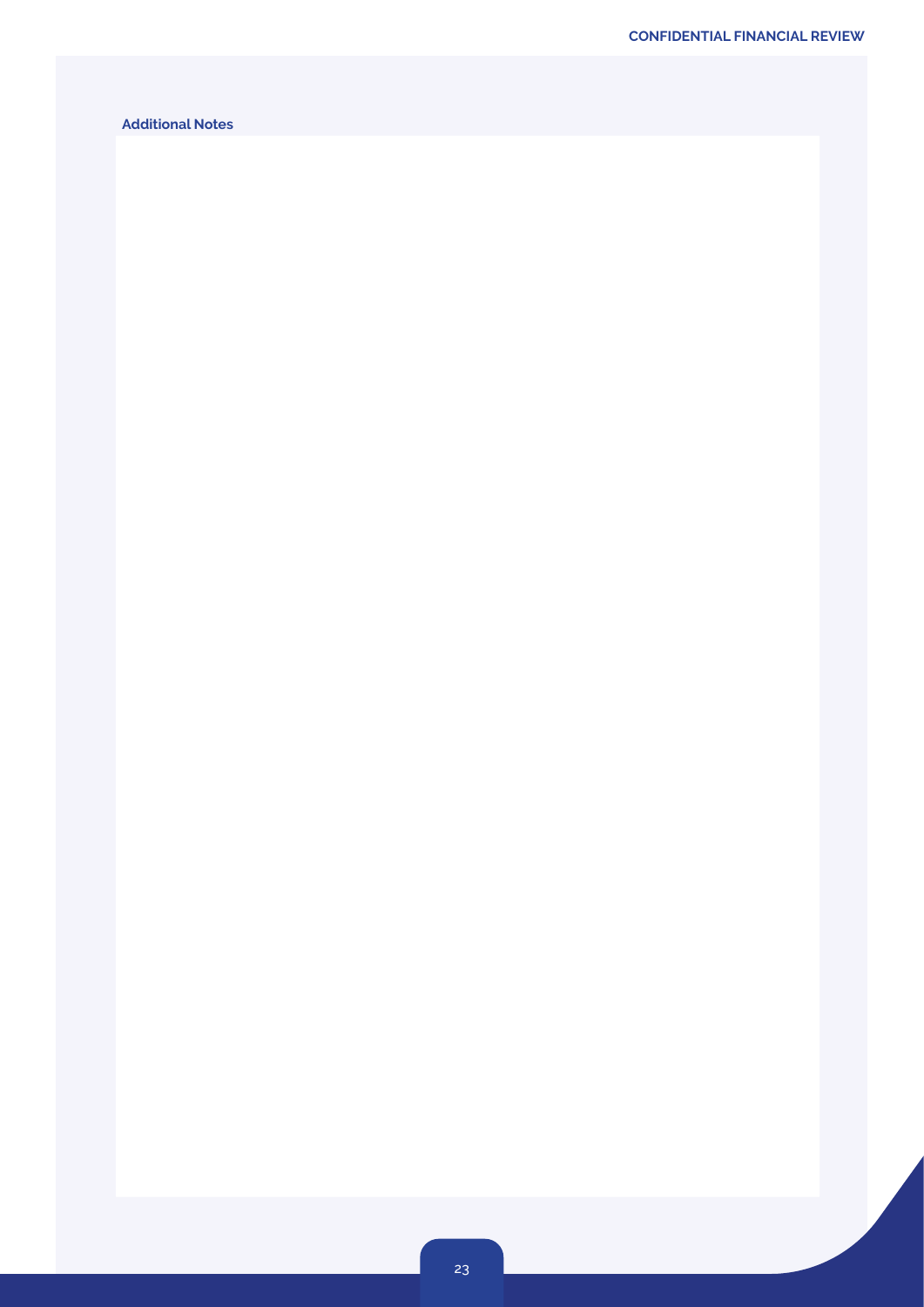## Additional Notes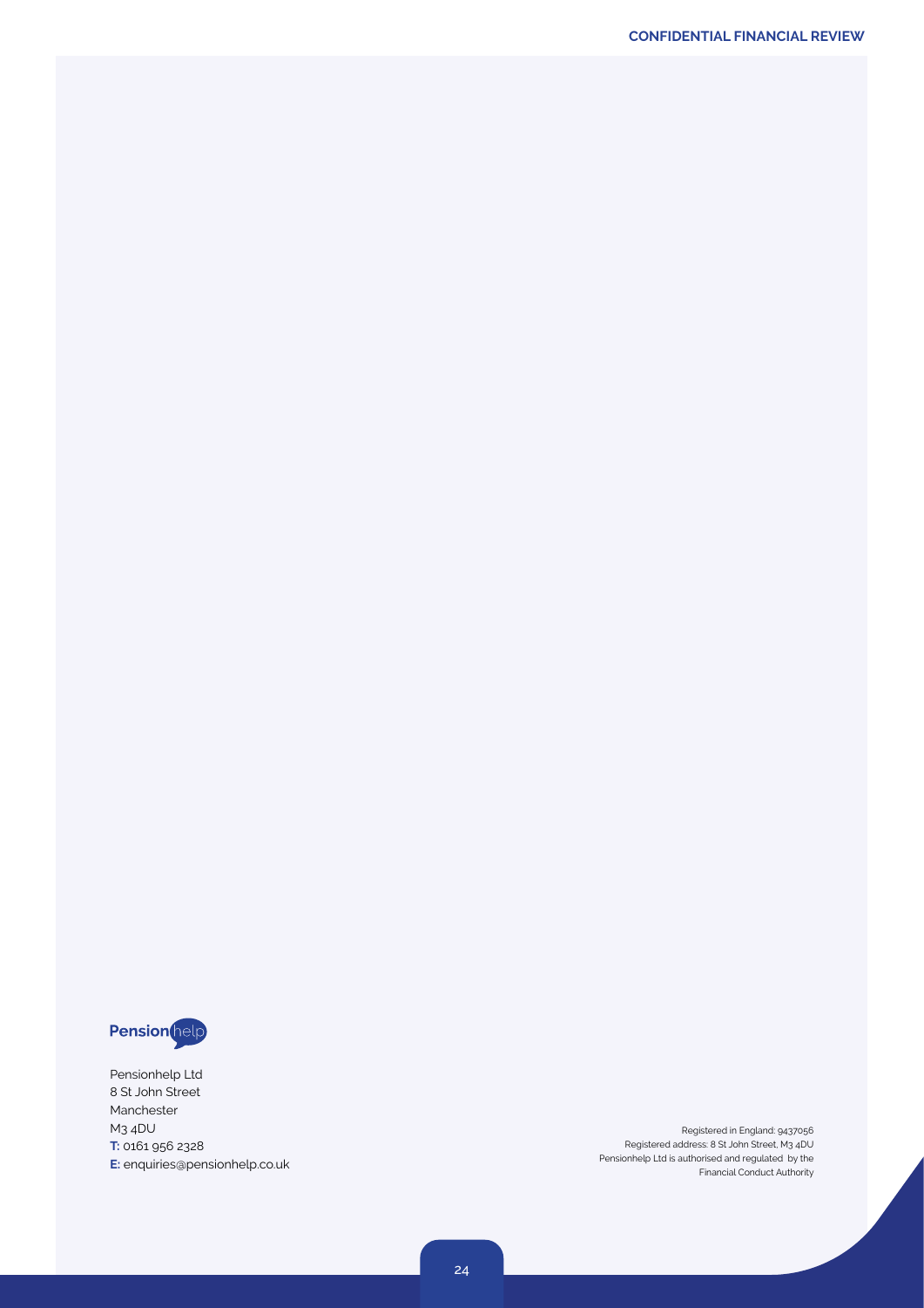Pension help

Pensionhelp Ltd
8 St John Street
Manchester
M3 4DU
**T:** 0161 956 2328
**E:** enquiries@pensionhelp.co.uk

Registered in England: 9437056
Registered address: 8 St John Street, M3 4DU
Pensionhelp Ltd is authorised and regulated by the Financial Conduct Authority